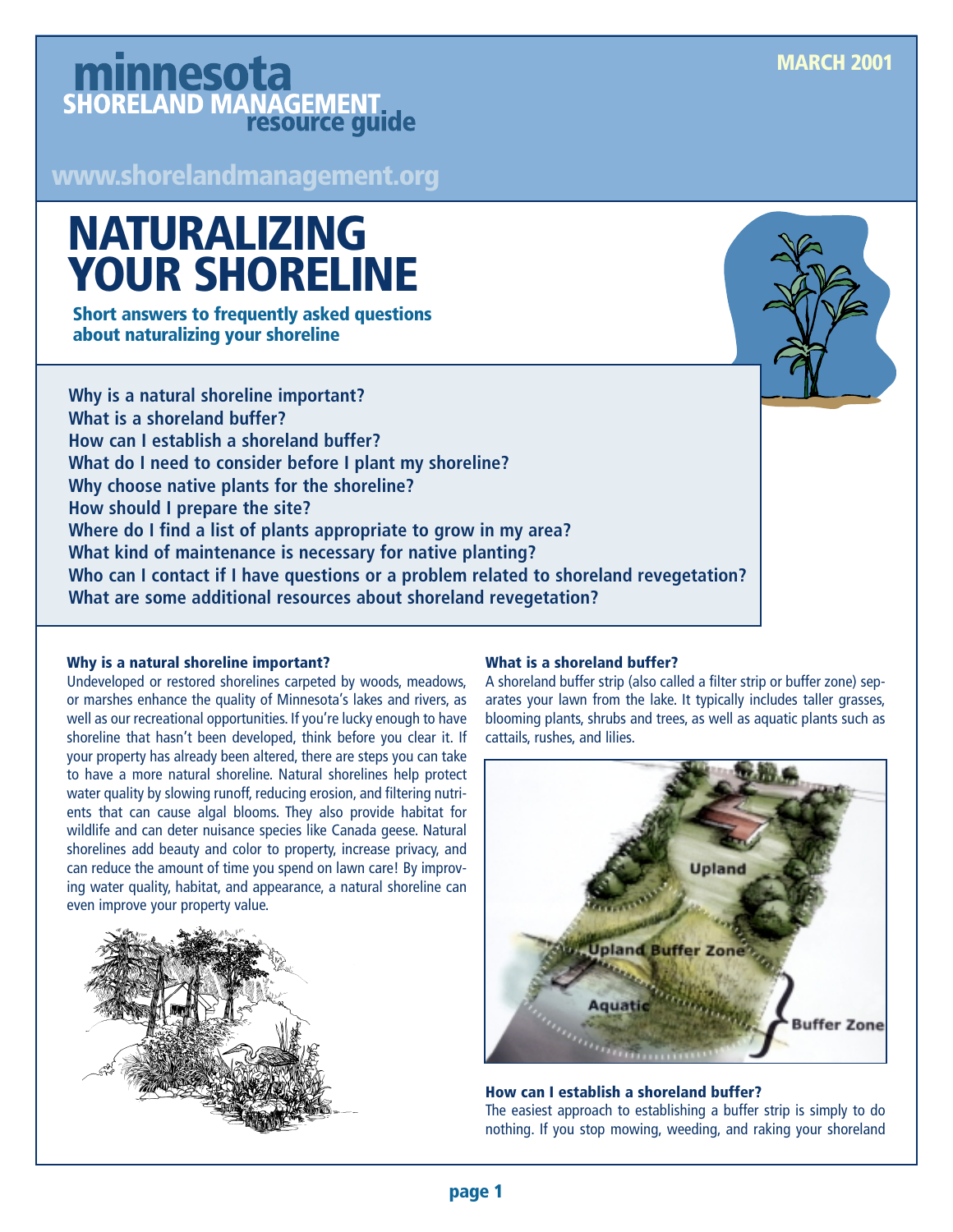MARCH 2001

**minnesota SHORELAND MANAGEMENT resource guide**

www.shorelandmanagement.org

# NATURALIZING YOUR SHORELINE

**Short answers to frequently asked questions about naturalizing your shoreline**

**Why is a natural shoreline important?**
**What is a shoreland buffer?**
**How can I establish a shoreland buffer?**
**What do I need to consider before I plant my shoreline?**
**Why choose native plants for the shoreline?**
**How should I prepare the site?**
**Where do I find a list of plants appropriate to grow in my area?**
**What kind of maintenance is necessary for native planting?**
**Who can I contact if I have questions or a problem related to shoreland revegetation?**
**What are some additional resources about shoreland revegetation?**

### Why is a natural shoreline important?

Undeveloped or restored shorelines carpeted by woods, meadows, or marshes enhance the quality of Minnesota's lakes and rivers, as well as our recreational opportunities. If you're lucky enough to have shoreline that hasn't been developed, think before you clear it. If your property has already been altered, there are steps you can take to have a more natural shoreline. Natural shorelines help protect water quality by slowing runoff, reducing erosion, and filtering nutrients that can cause algal blooms. They also provide habitat for wildlife and can deter nuisance species like Canada geese. Natural shorelines add beauty and color to property, increase privacy, and can reduce the amount of time you spend on lawn care! By improving water quality, habitat, and appearance, a natural shoreline can even improve your property value.

### What is a shoreland buffer?

A shoreland buffer strip (also called a filter strip or buffer zone) separates your lawn from the lake. It typically includes taller grasses, blooming plants, shrubs and trees, as well as aquatic plants such as cattails, rushes, and lilies.

Upland | Upland Buffer Zone | Aquatic | Buffer Zone

### How can I establish a shoreland buffer?

The easiest approach to establishing a buffer strip is simply to do nothing. If you stop mowing, weeding, and raking your shoreland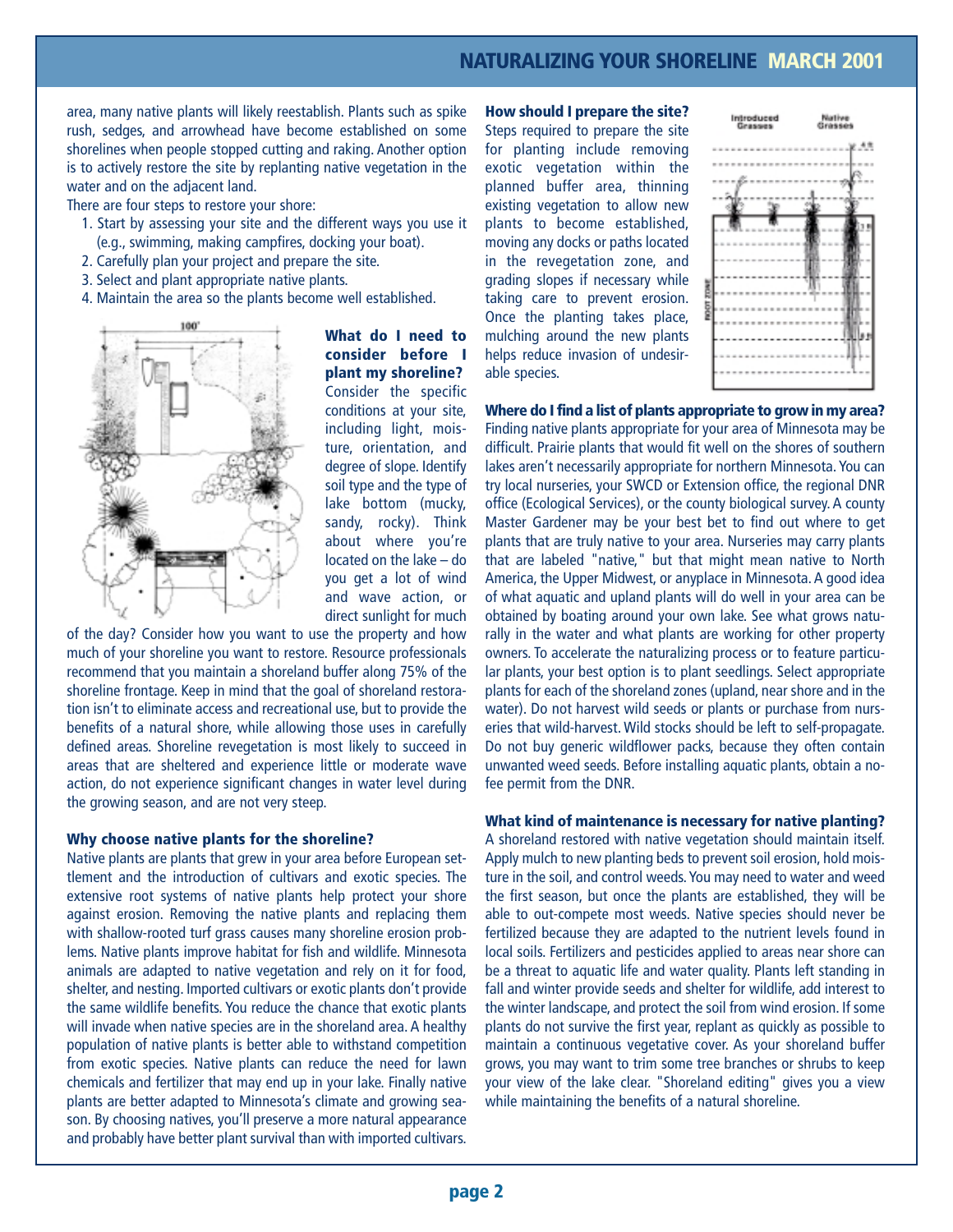area, many native plants will likely reestablish. Plants such as spike rush, sedges, and arrowhead have become established on some shorelines when people stopped cutting and raking. Another option is to actively restore the site by replanting native vegetation in the water and on the adjacent land.

There are four steps to restore your shore:

1. Start by assessing your site and the different ways you use it (e.g., swimming, making campfires, docking your boat).
2. Carefully plan your project and prepare the site.
3. Select and plant appropriate native plants.
4. Maintain the area so the plants become well established.

### What do I need to consider before I plant my shoreline?

Consider the specific conditions at your site, including light, moisture, orientation, and degree of slope. Identify soil type and the type of lake bottom (mucky, sandy, rocky). Think about where you're located on the lake – do you get a lot of wind and wave action, or direct sunlight for much of the day? Consider how you want to use the property and how much of your shoreline you want to restore. Resource professionals recommend that you maintain a shoreland buffer along 75% of the shoreline frontage. Keep in mind that the goal of shoreland restoration isn't to eliminate access and recreational use, but to provide the benefits of a natural shore, while allowing those uses in carefully defined areas. Shoreline revegetation is most likely to succeed in areas that are sheltered and experience little or moderate wave action, do not experience significant changes in water level during the growing season, and are not very steep.

### Why choose native plants for the shoreline?

Native plants are plants that grew in your area before European settlement and the introduction of cultivars and exotic species. The extensive root systems of native plants help protect your shore against erosion. Removing the native plants and replacing them with shallow-rooted turf grass causes many shoreline erosion problems. Native plants improve habitat for fish and wildlife. Minnesota animals are adapted to native vegetation and rely on it for food, shelter, and nesting. Imported cultivars or exotic plants don't provide the same wildlife benefits. You reduce the chance that exotic plants will invade when native species are in the shoreland area. A healthy population of native plants is better able to withstand competition from exotic species. Native plants can reduce the need for lawn chemicals and fertilizer that may end up in your lake. Finally native plants are better adapted to Minnesota's climate and growing season. By choosing natives, you'll preserve a more natural appearance and probably have better plant survival than with imported cultivars.

### How should I prepare the site?

Steps required to prepare the site for planting include removing exotic vegetation within the planned buffer area, thinning existing vegetation to allow new plants to become established, moving any docks or paths located in the revegetation zone, and grading slopes if necessary while taking care to prevent erosion. Once the planting takes place, mulching around the new plants helps reduce invasion of undesirable species.

### Where do I find a list of plants appropriate to grow in my area?

Finding native plants appropriate for your area of Minnesota may be difficult. Prairie plants that would fit well on the shores of southern lakes aren't necessarily appropriate for northern Minnesota. You can try local nurseries, your SWCD or Extension office, the regional DNR office (Ecological Services), or the county biological survey. A county Master Gardener may be your best bet to find out where to get plants that are truly native to your area. Nurseries may carry plants that are labeled "native," but that might mean native to North America, the Upper Midwest, or anyplace in Minnesota. A good idea of what aquatic and upland plants will do well in your area can be obtained by boating around your own lake. See what grows naturally in the water and what plants are working for other property owners. To accelerate the naturalizing process or to feature particular plants, your best option is to plant seedlings. Select appropriate plants for each of the shoreland zones (upland, near shore and in the water). Do not harvest wild seeds or plants or purchase from nurseries that wild-harvest. Wild stocks should be left to self-propagate. Do not buy generic wildflower packs, because they often contain unwanted weed seeds. Before installing aquatic plants, obtain a no-fee permit from the DNR.

### What kind of maintenance is necessary for native planting?

A shoreland restored with native vegetation should maintain itself. Apply mulch to new planting beds to prevent soil erosion, hold moisture in the soil, and control weeds. You may need to water and weed the first season, but once the plants are established, they will be able to out-compete most weeds. Native species should never be fertilized because they are adapted to the nutrient levels found in local soils. Fertilizers and pesticides applied to areas near shore can be a threat to aquatic life and water quality. Plants left standing in fall and winter provide seeds and shelter for wildlife, add interest to the winter landscape, and protect the soil from wind erosion. If some plants do not survive the first year, replant as quickly as possible to maintain a continuous vegetative cover. As your shoreland buffer grows, you may want to trim some tree branches or shrubs to keep your view of the lake clear. "Shoreland editing" gives you a view while maintaining the benefits of a natural shoreline.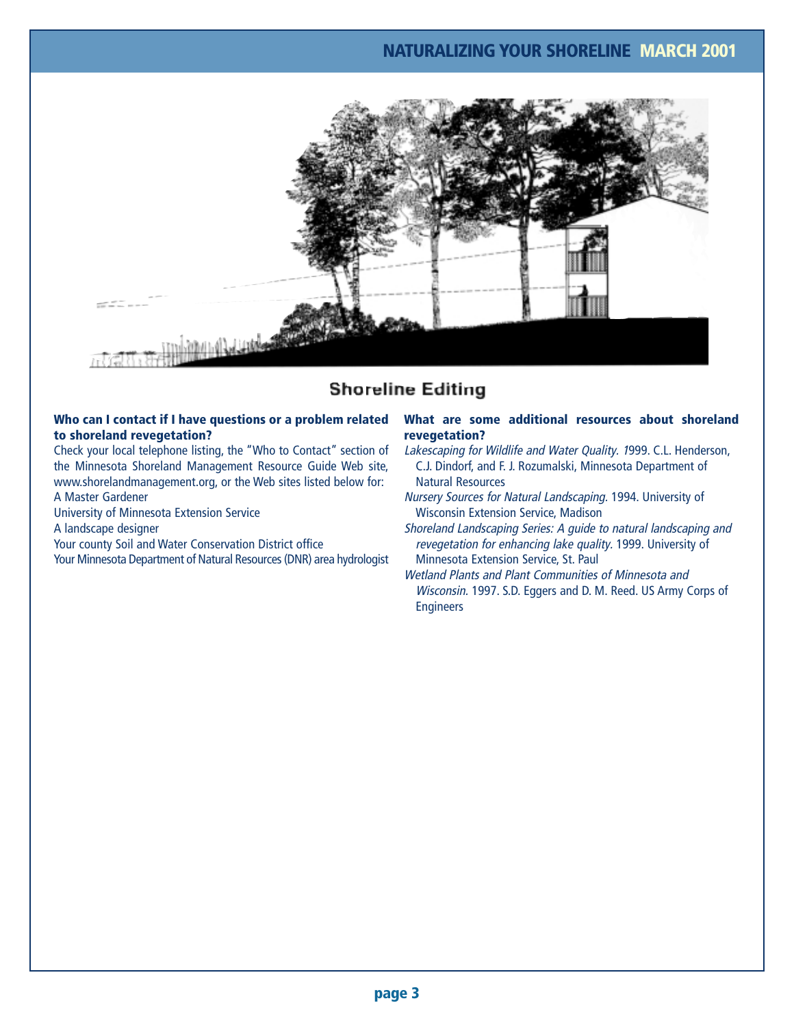Shoreline Editing

**Who can I contact if I have questions or a problem related to shoreland revegetation?**

Check your local telephone listing, the "Who to Contact" section of the Minnesota Shoreland Management Resource Guide Web site, www.shorelandmanagement.org, or the Web sites listed below for:

A Master Gardener
University of Minnesota Extension Service
A landscape designer
Your county Soil and Water Conservation District office
Your Minnesota Department of Natural Resources (DNR) area hydrologist

**What are some additional resources about shoreland revegetation?**

*Lakescaping for Wildlife and Water Quality.* 1999. C.L. Henderson, C.J. Dindorf, and F. J. Rozumalski, Minnesota Department of Natural Resources

*Nursery Sources for Natural Landscaping.* 1994. University of Wisconsin Extension Service, Madison

*Shoreland Landscaping Series: A guide to natural landscaping and revegetation for enhancing lake quality.* 1999. University of Minnesota Extension Service, St. Paul

*Wetland Plants and Plant Communities of Minnesota and Wisconsin.* 1997. S.D. Eggers and D. M. Reed. US Army Corps of Engineers